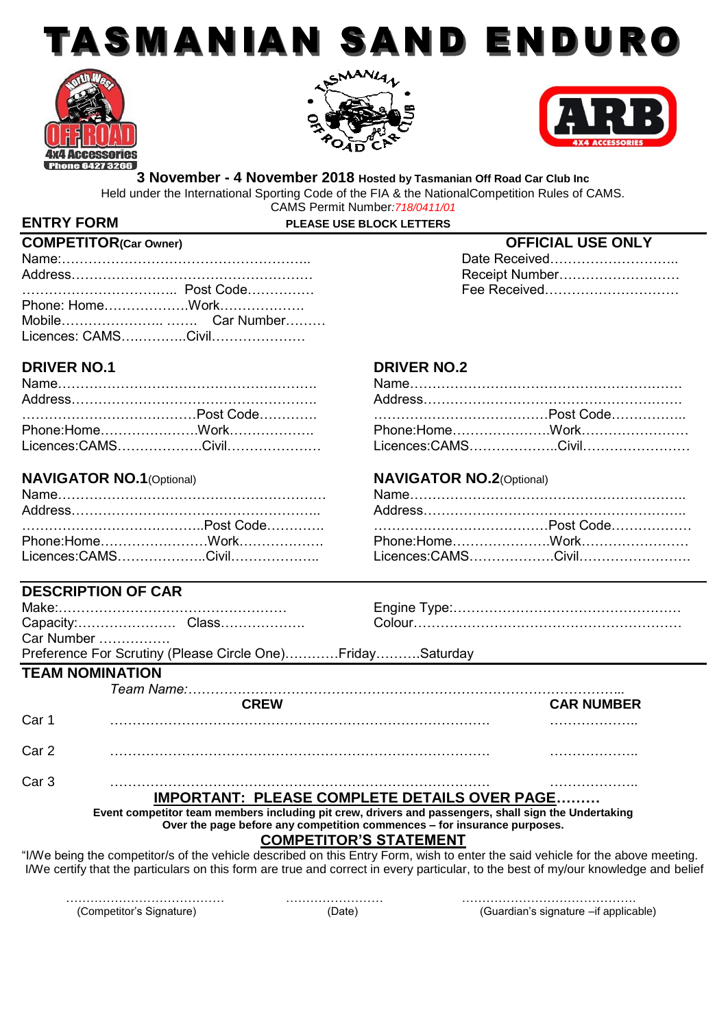# TASMANIAN SAND ENDURO

**3 November - 4 November 2018** **Hosted by Tasmanian Off Road Car Club Inc**

Held under the International Sporting Code of the FIA & the NationalCompetition Rules of CAMS.

CAMS Permit Number:*718/0411/01*

## ENTRY FORM

**PLEASE USE BLOCK LETTERS**

### COMPETITOR(Car Owner)

Name:………………………………………………..

Address………………………………………………

…………………………….. Post Code……………

Phone: Home……………….Work……………….

Mobile………………….. ……. Car Number………

Licences: CAMS…………..Civil…………………

### OFFICIAL USE ONLY

Date Received………………………..

Receipt Number………………………

Fee Received…………………………

### DRIVER NO.1

Name…………………………………………………

Address………………………………………………

…………………………………Post Code…………

Phone:Home…………………Work……………….

Licences:CAMS……………….Civil…………………

### DRIVER NO.2

Name…………………………………………………

Address………………………………………………

…………………………………Post Code……………..

Phone:Home…………………Work……………………

Licences:CAMS………………..Civil……………………

### NAVIGATOR NO.1(Optional)

Name…………………………………………………

Address………………………………………………..

…………………………………..Post Code…………

Phone:Home……………………Work……………….

Licences:CAMS………………..Civil………………..

### NAVIGATOR NO.2(Optional)

Name……………………………………………………..

Address…………………………………………………..

…………………………………Post Code………………

Phone:Home…………………Work……………………

Licences:CAMS……………….Civil…………………….

### DESCRIPTION OF CAR

Make:……………………………………………

Engine Type:……………………………………………

Capacity:………………… Class……………….

Colour……………………………………………………

Car Number …………….

Preference For Scrutiny (Please Circle One)…………Friday……….Saturday

### TEAM NOMINATION

*Team Name:*…………………………………………………………………………………...

| | CREW | CAR NUMBER |
|---|---|---|
| Car 1 | ………………………………………………………………………… | ……………….. |
| Car 2 | ………………………………………………………………………… | ……………….. |
| Car 3 | ………………………………………………………………………… | ……………….. |

**IMPORTANT: PLEASE COMPLETE DETAILS OVER PAGE………**

**Event competitor team members including pit crew, drivers and passengers, shall sign the Undertaking Over the page before any competition commences – for insurance purposes.**

### COMPETITOR'S STATEMENT

"I/We being the competitor/s of the vehicle described on this Entry Form, wish to enter the said vehicle for the above meeting. I/We certify that the particulars on this form are true and correct in every particular, to the best of my/our knowledge and belief

………………………………… (Competitor's Signature)

…………………… (Date)

…………………………………… (Guardian's signature –if applicable)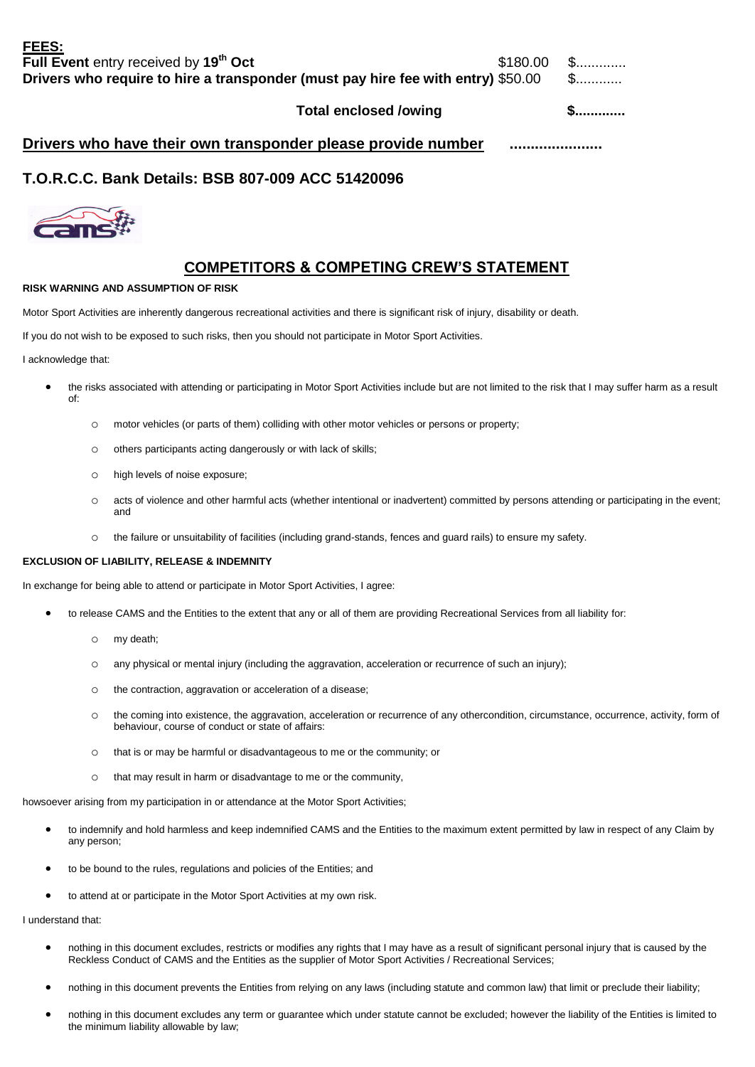**FEES:**

**Full Event** entry received by **19th Oct** $180.00 $............

**Drivers who require to hire a transponder (must pay hire fee with entry)** $50.00 $...........

**Total enclosed /owing** **$............**

**Drivers who have their own transponder please provide number** **.....................**

## T.O.R.C.C. Bank Details: BSB 807-009 ACC 51420096

## COMPETITORS & COMPETING CREW'S STATEMENT

**RISK WARNING AND ASSUMPTION OF RISK**

Motor Sport Activities are inherently dangerous recreational activities and there is significant risk of injury, disability or death.

If you do not wish to be exposed to such risks, then you should not participate in Motor Sport Activities.

I acknowledge that:

- the risks associated with attending or participating in Motor Sport Activities include but are not limited to the risk that I may suffer harm as a result of:
  - motor vehicles (or parts of them) colliding with other motor vehicles or persons or property;
  - others participants acting dangerously or with lack of skills;
  - high levels of noise exposure;
  - acts of violence and other harmful acts (whether intentional or inadvertent) committed by persons attending or participating in the event; and
  - the failure or unsuitability of facilities (including grand-stands, fences and guard rails) to ensure my safety.

**EXCLUSION OF LIABILITY, RELEASE & INDEMNITY**

In exchange for being able to attend or participate in Motor Sport Activities, I agree:

- to release CAMS and the Entities to the extent that any or all of them are providing Recreational Services from all liability for:
  - my death;
  - any physical or mental injury (including the aggravation, acceleration or recurrence of such an injury);
  - the contraction, aggravation or acceleration of a disease;
  - the coming into existence, the aggravation, acceleration or recurrence of any othercondition, circumstance, occurrence, activity, form of behaviour, course of conduct or state of affairs:
  - that is or may be harmful or disadvantageous to me or the community; or
  - that may result in harm or disadvantage to me or the community,

howsoever arising from my participation in or attendance at the Motor Sport Activities;

- to indemnify and hold harmless and keep indemnified CAMS and the Entities to the maximum extent permitted by law in respect of any Claim by any person;
- to be bound to the rules, regulations and policies of the Entities; and
- to attend at or participate in the Motor Sport Activities at my own risk.

I understand that:

- nothing in this document excludes, restricts or modifies any rights that I may have as a result of significant personal injury that is caused by the Reckless Conduct of CAMS and the Entities as the supplier of Motor Sport Activities / Recreational Services;
- nothing in this document prevents the Entities from relying on any laws (including statute and common law) that limit or preclude their liability;
- nothing in this document excludes any term or guarantee which under statute cannot be excluded; however the liability of the Entities is limited to the minimum liability allowable by law;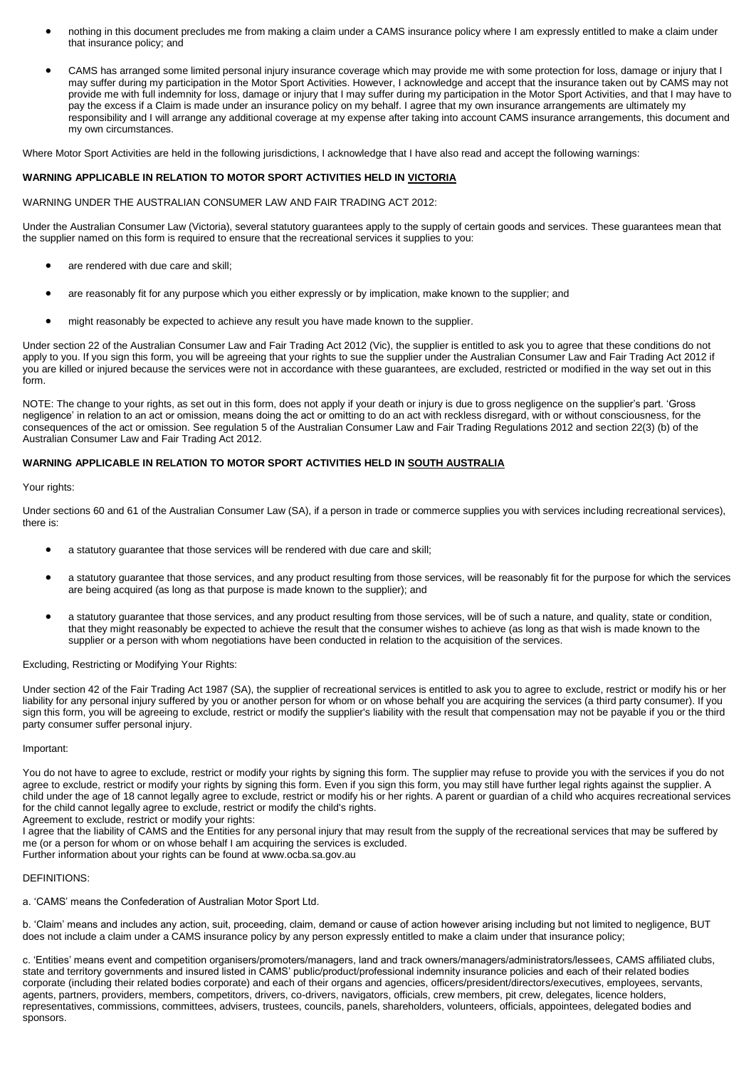- nothing in this document precludes me from making a claim under a CAMS insurance policy where I am expressly entitled to make a claim under that insurance policy; and

- CAMS has arranged some limited personal injury insurance coverage which may provide me with some protection for loss, damage or injury that I may suffer during my participation in the Motor Sport Activities. However, I acknowledge and accept that the insurance taken out by CAMS may not provide me with full indemnity for loss, damage or injury that I may suffer during my participation in the Motor Sport Activities, and that I may have to pay the excess if a Claim is made under an insurance policy on my behalf. I agree that my own insurance arrangements are ultimately my responsibility and I will arrange any additional coverage at my expense after taking into account CAMS insurance arrangements, this document and my own circumstances.

Where Motor Sport Activities are held in the following jurisdictions, I acknowledge that I have also read and accept the following warnings:

**WARNING APPLICABLE IN RELATION TO MOTOR SPORT ACTIVITIES HELD IN VICTORIA**

WARNING UNDER THE AUSTRALIAN CONSUMER LAW AND FAIR TRADING ACT 2012:

Under the Australian Consumer Law (Victoria), several statutory guarantees apply to the supply of certain goods and services. These guarantees mean that the supplier named on this form is required to ensure that the recreational services it supplies to you:

- are rendered with due care and skill;

- are reasonably fit for any purpose which you either expressly or by implication, make known to the supplier; and

- might reasonably be expected to achieve any result you have made known to the supplier.

Under section 22 of the Australian Consumer Law and Fair Trading Act 2012 (Vic), the supplier is entitled to ask you to agree that these conditions do not apply to you. If you sign this form, you will be agreeing that your rights to sue the supplier under the Australian Consumer Law and Fair Trading Act 2012 if you are killed or injured because the services were not in accordance with these guarantees, are excluded, restricted or modified in the way set out in this form.

NOTE: The change to your rights, as set out in this form, does not apply if your death or injury is due to gross negligence on the supplier's part. 'Gross negligence' in relation to an act or omission, means doing the act or omitting to do an act with reckless disregard, with or without consciousness, for the consequences of the act or omission. See regulation 5 of the Australian Consumer Law and Fair Trading Regulations 2012 and section 22(3) (b) of the Australian Consumer Law and Fair Trading Act 2012.

**WARNING APPLICABLE IN RELATION TO MOTOR SPORT ACTIVITIES HELD IN SOUTH AUSTRALIA**

Your rights:

Under sections 60 and 61 of the Australian Consumer Law (SA), if a person in trade or commerce supplies you with services including recreational services), there is:

- a statutory guarantee that those services will be rendered with due care and skill;

- a statutory guarantee that those services, and any product resulting from those services, will be reasonably fit for the purpose for which the services are being acquired (as long as that purpose is made known to the supplier); and

- a statutory guarantee that those services, and any product resulting from those services, will be of such a nature, and quality, state or condition, that they might reasonably be expected to achieve the result that the consumer wishes to achieve (as long as that wish is made known to the supplier or a person with whom negotiations have been conducted in relation to the acquisition of the services.

Excluding, Restricting or Modifying Your Rights:

Under section 42 of the Fair Trading Act 1987 (SA), the supplier of recreational services is entitled to ask you to agree to exclude, restrict or modify his or her liability for any personal injury suffered by you or another person for whom or on whose behalf you are acquiring the services (a third party consumer). If you sign this form, you will be agreeing to exclude, restrict or modify the supplier's liability with the result that compensation may not be payable if you or the third party consumer suffer personal injury.

Important:

You do not have to agree to exclude, restrict or modify your rights by signing this form. The supplier may refuse to provide you with the services if you do not agree to exclude, restrict or modify your rights by signing this form. Even if you sign this form, you may still have further legal rights against the supplier. A child under the age of 18 cannot legally agree to exclude, restrict or modify his or her rights. A parent or guardian of a child who acquires recreational services for the child cannot legally agree to exclude, restrict or modify the child's rights.
Agreement to exclude, restrict or modify your rights:
I agree that the liability of CAMS and the Entities for any personal injury that may result from the supply of the recreational services that may be suffered by me (or a person for whom or on whose behalf I am acquiring the services is excluded.
Further information about your rights can be found at www.ocba.sa.gov.au

DEFINITIONS:

a. 'CAMS' means the Confederation of Australian Motor Sport Ltd.

b. 'Claim' means and includes any action, suit, proceeding, claim, demand or cause of action however arising including but not limited to negligence, BUT does not include a claim under a CAMS insurance policy by any person expressly entitled to make a claim under that insurance policy;

c. 'Entities' means event and competition organisers/promoters/managers, land and track owners/managers/administrators/lessees, CAMS affiliated clubs, state and territory governments and insured listed in CAMS' public/product/professional indemnity insurance policies and each of their related bodies corporate (including their related bodies corporate) and each of their organs and agencies, officers/president/directors/executives, employees, servants, agents, partners, providers, members, competitors, drivers, co-drivers, navigators, officials, crew members, pit crew, delegates, licence holders, representatives, commissions, committees, advisers, trustees, councils, panels, shareholders, volunteers, officials, appointees, delegated bodies and sponsors.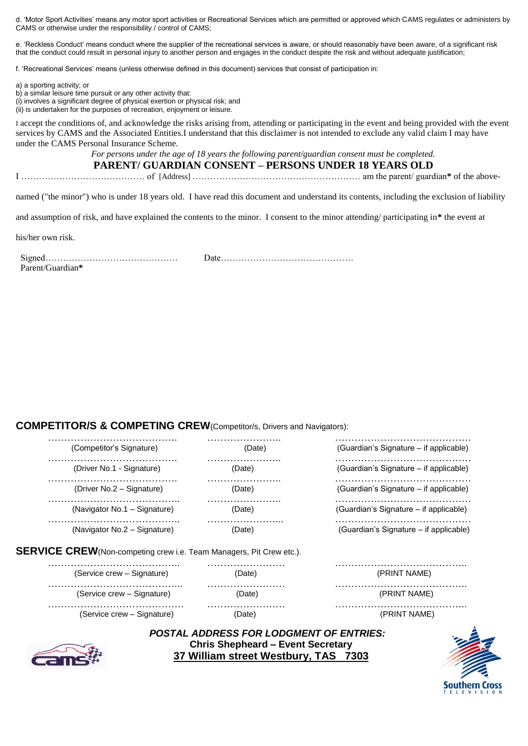d. 'Motor Sport Activities' means any motor sport activities or Recreational Services which are permitted or approved which CAMS regulates or administers by CAMS or otherwise under the responsibility / control of CAMS;

e. 'Reckless Conduct' means conduct where the supplier of the recreational services is aware, or should reasonably have been aware, of a significant risk that the conduct could result in personal injury to another person and engages in the conduct despite the risk and without adequate justification;

f. 'Recreational Services' means (unless otherwise defined in this document) services that consist of participation in:

a) a sporting activity; or
b) a similar leisure time pursuit or any other activity that:
(i) involves a significant degree of physical exertion or physical risk; and
(ii) is undertaken for the purposes of recreation, enjoyment or leisure.

I accept the conditions of, and acknowledge the risks arising from, attending or participating in the event and being provided with the event services by CAMS and the Associated Entities.I understand that this disclaimer is not intended to exclude any valid claim I may have under the CAMS Personal Insurance Scheme.

*For persons under the age of 18 years the following parent/guardian consent must be completed.*

## PARENT/ GUARDIAN CONSENT – PERSONS UNDER 18 YEARS OLD

I …………………………………… of [Address] ………………………………………………… am the parent/ guardian**\*** of the above-named ("the minor") who is under 18 years old. I have read this document and understand its contents, including the exclusion of liability and assumption of risk, and have explained the contents to the minor. I consent to the minor attending/ participating in**\*** the event at his/her own risk.

Signed……………………………………… Date………………………………………
Parent/Guardian**\***

## COMPETITOR/S & COMPETING CREW (Competitor/s, Drivers and Navigators):

| | | |
|---|---|---|
| …………………………………. (Competitor's Signature) | ………………….. (Date) | …………………………………… (Guardian's Signature – if applicable) |
| …………………………………. (Driver No.1 - Signature) | ………………….. (Date) | …………………………………… (Guardian's Signature – if applicable) |
| …………………………………. (Driver No.2 – Signature) | ………………….. (Date) | …………………………………… (Guardian's Signature – if applicable) |
| …………………………………. (Navigator No.1 – Signature) | ………………….. (Date) | …………………………………… (Guardian's Signature – if applicable) |
| …………………………………. (Navigator No.2 – Signature) | ………………….. (Date) | …………………………………… (Guardian's Signature – if applicable) |

## SERVICE CREW (Non-competing crew i.e. Team Managers, Pit Crew etc.).

| | | |
|---|---|---|
| …………………………………. (Service crew – Signature) | …………………… (Date) | ………………………………… (PRINT NAME) |
| …………………………………. (Service crew – Signature) | …………………… (Date) | ………………………………… (PRINT NAME) |
| …………………………………. (Service crew – Signature) | …………………… (Date) | ………………………………… (PRINT NAME) |

***POSTAL ADDRESS FOR LODGMENT OF ENTRIES:***
**Chris Shepheard – Event Secretary**
**37 William street Westbury, TAS 7303**